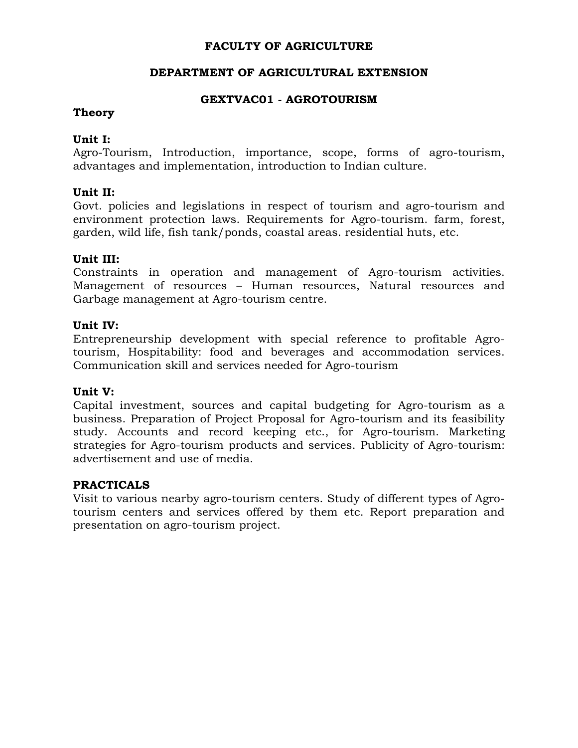# FACULTY OF AGRICULTURE

## DEPARTMENT OF AGRICULTURAL EXTENSION

### GEXTVAC01 - AGROTOURISM

**Theory**

**Unit I:**
Agro-Tourism, Introduction, importance, scope, forms of agro-tourism, advantages and implementation, introduction to Indian culture.

**Unit II:**
Govt. policies and legislations in respect of tourism and agro-tourism and environment protection laws. Requirements for Agro-tourism. farm, forest, garden, wild life, fish tank/ponds, coastal areas. residential huts, etc.

**Unit III:**
Constraints in operation and management of Agro-tourism activities. Management of resources – Human resources, Natural resources and Garbage management at Agro-tourism centre.

**Unit IV:**
Entrepreneurship development with special reference to profitable Agro-tourism, Hospitability: food and beverages and accommodation services. Communication skill and services needed for Agro-tourism

**Unit V:**
Capital investment, sources and capital budgeting for Agro-tourism as a business. Preparation of Project Proposal for Agro-tourism and its feasibility study. Accounts and record keeping etc., for Agro-tourism. Marketing strategies for Agro-tourism products and services. Publicity of Agro-tourism: advertisement and use of media.

**PRACTICALS**
Visit to various nearby agro-tourism centers. Study of different types of Agro-tourism centers and services offered by them etc. Report preparation and presentation on agro-tourism project.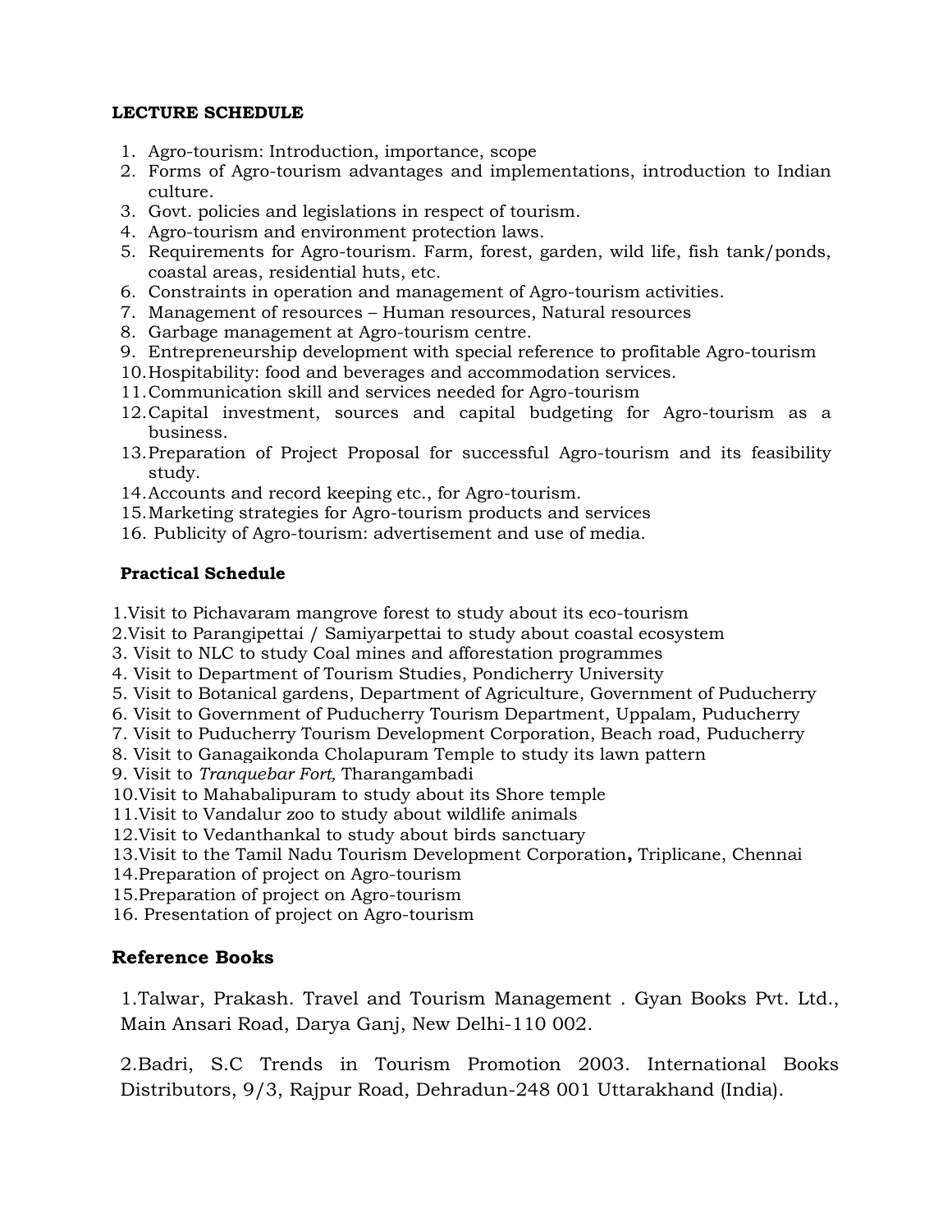**LECTURE SCHEDULE**

1. Agro-tourism: Introduction, importance, scope
2. Forms of Agro-tourism advantages and implementations, introduction to Indian culture.
3. Govt. policies and legislations in respect of tourism.
4. Agro-tourism and environment protection laws.
5. Requirements for Agro-tourism. Farm, forest, garden, wild life, fish tank/ponds, coastal areas, residential huts, etc.
6. Constraints in operation and management of Agro-tourism activities.
7. Management of resources – Human resources, Natural resources
8. Garbage management at Agro-tourism centre.
9. Entrepreneurship development with special reference to profitable Agro-tourism
10. Hospitability: food and beverages and accommodation services.
11. Communication skill and services needed for Agro-tourism
12. Capital investment, sources and capital budgeting for Agro-tourism as a business.
13. Preparation of Project Proposal for successful Agro-tourism and its feasibility study.
14. Accounts and record keeping etc., for Agro-tourism.
15. Marketing strategies for Agro-tourism products and services
16. Publicity of Agro-tourism: advertisement and use of media.

**Practical Schedule**

1. Visit to Pichavaram mangrove forest to study about its eco-tourism
2. Visit to Parangipettai / Samiyarpettai to study about coastal ecosystem
3. Visit to NLC to study Coal mines and afforestation programmes
4. Visit to Department of Tourism Studies, Pondicherry University
5. Visit to Botanical gardens, Department of Agriculture, Government of Puducherry
6. Visit to Government of Puducherry Tourism Department, Uppalam, Puducherry
7. Visit to Puducherry Tourism Development Corporation, Beach road, Puducherry
8. Visit to Ganagaikonda Cholapuram Temple to study its lawn pattern
9. Visit to *Tranquebar Fort,* Tharangambadi
10. Visit to Mahabalipuram to study about its Shore temple
11. Visit to Vandalur zoo to study about wildlife animals
12. Visit to Vedanthankal to study about birds sanctuary
13. Visit to the Tamil Nadu Tourism Development Corporation**,** Triplicane, Chennai
14. Preparation of project on Agro-tourism
15. Preparation of project on Agro-tourism
16. Presentation of project on Agro-tourism

## Reference Books

1. Talwar, Prakash. Travel and Tourism Management . Gyan Books Pvt. Ltd., Main Ansari Road, Darya Ganj, New Delhi-110 002.

2. Badri, S.C Trends in Tourism Promotion 2003. International Books Distributors, 9/3, Rajpur Road, Dehradun-248 001 Uttarakhand (India).